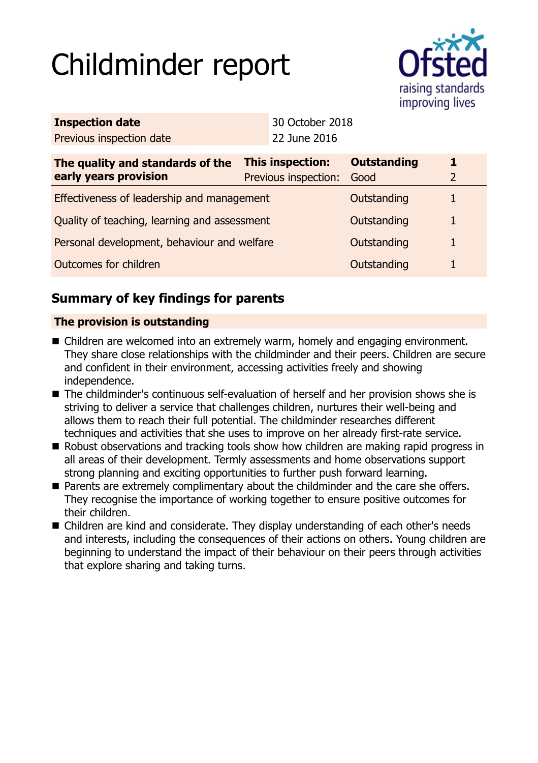# Childminder report

| | |
|---|---|
| **Inspection date** | 30 October 2018 |
| Previous inspection date | 22 June 2016 |

| The quality and standards of the early years provision | **This inspection:** | **Outstanding** | **1** |
|---|---|---|---|
| | Previous inspection: | Good | 2 |
| Effectiveness of leadership and management | | Outstanding | 1 |
| Quality of teaching, learning and assessment | | Outstanding | 1 |
| Personal development, behaviour and welfare | | Outstanding | 1 |
| Outcomes for children | | Outstanding | 1 |

## Summary of key findings for parents

**The provision is outstanding**

- Children are welcomed into an extremely warm, homely and engaging environment. They share close relationships with the childminder and their peers. Children are secure and confident in their environment, accessing activities freely and showing independence.
- The childminder's continuous self-evaluation of herself and her provision shows she is striving to deliver a service that challenges children, nurtures their well-being and allows them to reach their full potential. The childminder researches different techniques and activities that she uses to improve on her already first-rate service.
- Robust observations and tracking tools show how children are making rapid progress in all areas of their development. Termly assessments and home observations support strong planning and exciting opportunities to further push forward learning.
- Parents are extremely complimentary about the childminder and the care she offers. They recognise the importance of working together to ensure positive outcomes for their children.
- Children are kind and considerate. They display understanding of each other's needs and interests, including the consequences of their actions on others. Young children are beginning to understand the impact of their behaviour on their peers through activities that explore sharing and taking turns.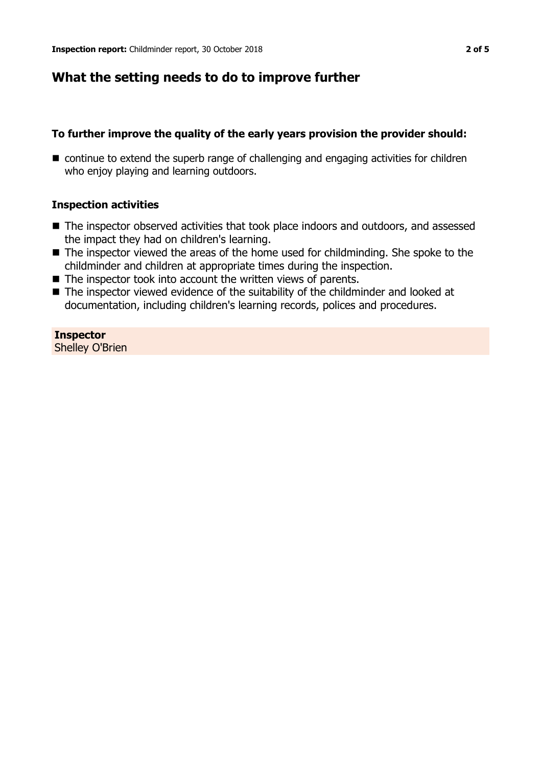## What the setting needs to do to improve further

### To further improve the quality of the early years provision the provider should:

- continue to extend the superb range of challenging and engaging activities for children who enjoy playing and learning outdoors.

### Inspection activities

- The inspector observed activities that took place indoors and outdoors, and assessed the impact they had on children's learning.
- The inspector viewed the areas of the home used for childminding. She spoke to the childminder and children at appropriate times during the inspection.
- The inspector took into account the written views of parents.
- The inspector viewed evidence of the suitability of the childminder and looked at documentation, including children's learning records, polices and procedures.

**Inspector**
Shelley O'Brien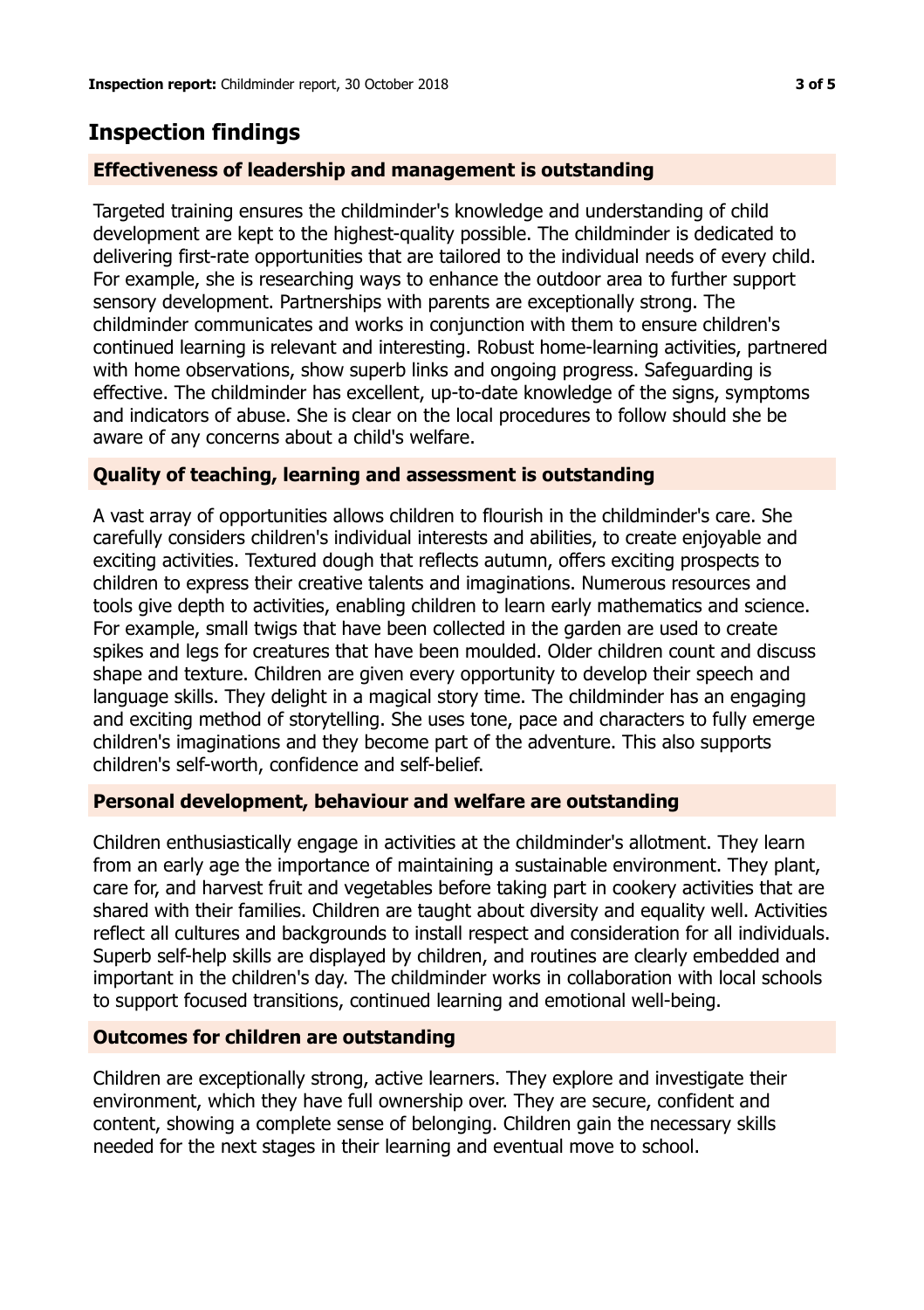## Inspection findings

### Effectiveness of leadership and management is outstanding

Targeted training ensures the childminder's knowledge and understanding of child development are kept to the highest-quality possible. The childminder is dedicated to delivering first-rate opportunities that are tailored to the individual needs of every child. For example, she is researching ways to enhance the outdoor area to further support sensory development. Partnerships with parents are exceptionally strong. The childminder communicates and works in conjunction with them to ensure children's continued learning is relevant and interesting. Robust home-learning activities, partnered with home observations, show superb links and ongoing progress. Safeguarding is effective. The childminder has excellent, up-to-date knowledge of the signs, symptoms and indicators of abuse. She is clear on the local procedures to follow should she be aware of any concerns about a child's welfare.

### Quality of teaching, learning and assessment is outstanding

A vast array of opportunities allows children to flourish in the childminder's care. She carefully considers children's individual interests and abilities, to create enjoyable and exciting activities. Textured dough that reflects autumn, offers exciting prospects to children to express their creative talents and imaginations. Numerous resources and tools give depth to activities, enabling children to learn early mathematics and science. For example, small twigs that have been collected in the garden are used to create spikes and legs for creatures that have been moulded. Older children count and discuss shape and texture. Children are given every opportunity to develop their speech and language skills. They delight in a magical story time. The childminder has an engaging and exciting method of storytelling. She uses tone, pace and characters to fully emerge children's imaginations and they become part of the adventure. This also supports children's self-worth, confidence and self-belief.

### Personal development, behaviour and welfare are outstanding

Children enthusiastically engage in activities at the childminder's allotment. They learn from an early age the importance of maintaining a sustainable environment. They plant, care for, and harvest fruit and vegetables before taking part in cookery activities that are shared with their families. Children are taught about diversity and equality well. Activities reflect all cultures and backgrounds to install respect and consideration for all individuals. Superb self-help skills are displayed by children, and routines are clearly embedded and important in the children's day. The childminder works in collaboration with local schools to support focused transitions, continued learning and emotional well-being.

### Outcomes for children are outstanding

Children are exceptionally strong, active learners. They explore and investigate their environment, which they have full ownership over. They are secure, confident and content, showing a complete sense of belonging. Children gain the necessary skills needed for the next stages in their learning and eventual move to school.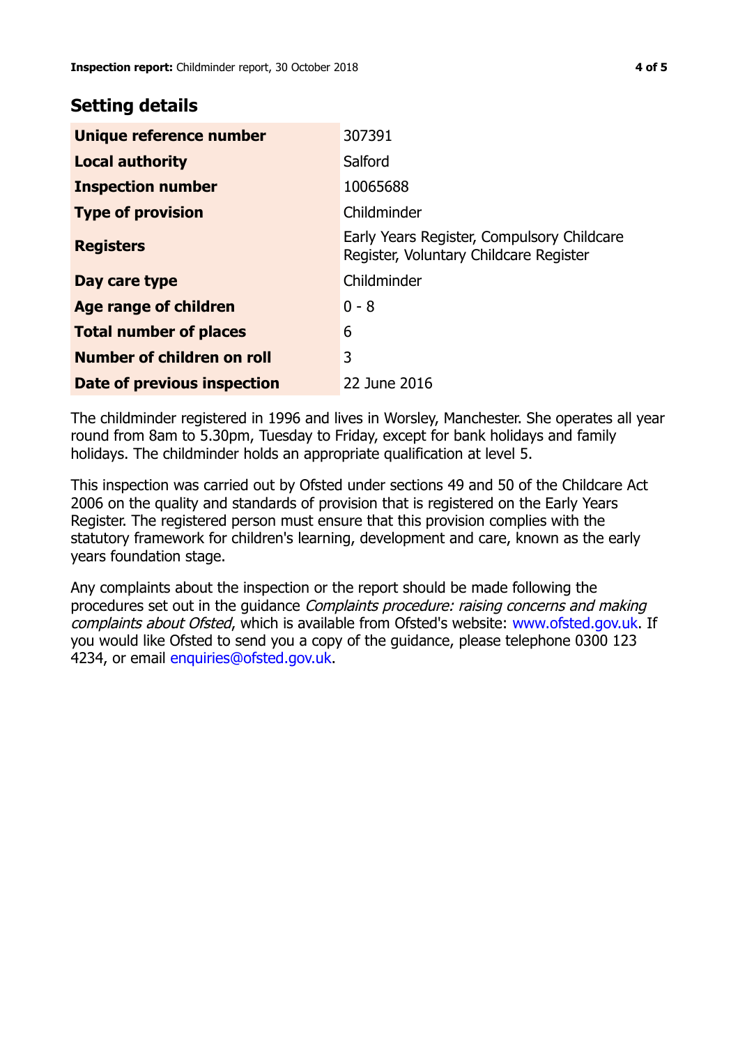## Setting details

| | |
|---|---|
| **Unique reference number** | 307391 |
| **Local authority** | Salford |
| **Inspection number** | 10065688 |
| **Type of provision** | Childminder |
| **Registers** | Early Years Register, Compulsory Childcare Register, Voluntary Childcare Register |
| **Day care type** | Childminder |
| **Age range of children** | 0 - 8 |
| **Total number of places** | 6 |
| **Number of children on roll** | 3 |
| **Date of previous inspection** | 22 June 2016 |

The childminder registered in 1996 and lives in Worsley, Manchester. She operates all year round from 8am to 5.30pm, Tuesday to Friday, except for bank holidays and family holidays. The childminder holds an appropriate qualification at level 5.

This inspection was carried out by Ofsted under sections 49 and 50 of the Childcare Act 2006 on the quality and standards of provision that is registered on the Early Years Register. The registered person must ensure that this provision complies with the statutory framework for children's learning, development and care, known as the early years foundation stage.

Any complaints about the inspection or the report should be made following the procedures set out in the guidance *Complaints procedure: raising concerns and making complaints about Ofsted*, which is available from Ofsted's website: www.ofsted.gov.uk. If you would like Ofsted to send you a copy of the guidance, please telephone 0300 123 4234, or email enquiries@ofsted.gov.uk.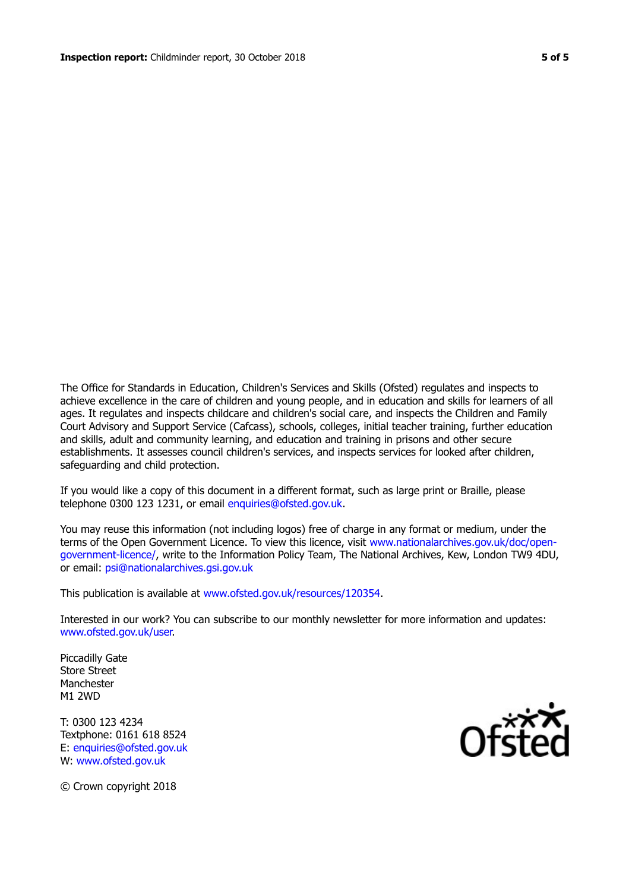The Office for Standards in Education, Children's Services and Skills (Ofsted) regulates and inspects to achieve excellence in the care of children and young people, and in education and skills for learners of all ages. It regulates and inspects childcare and children's social care, and inspects the Children and Family Court Advisory and Support Service (Cafcass), schools, colleges, initial teacher training, further education and skills, adult and community learning, and education and training in prisons and other secure establishments. It assesses council children's services, and inspects services for looked after children, safeguarding and child protection.

If you would like a copy of this document in a different format, such as large print or Braille, please telephone 0300 123 1231, or email enquiries@ofsted.gov.uk.

You may reuse this information (not including logos) free of charge in any format or medium, under the terms of the Open Government Licence. To view this licence, visit www.nationalarchives.gov.uk/doc/open-government-licence/, write to the Information Policy Team, The National Archives, Kew, London TW9 4DU, or email: psi@nationalarchives.gsi.gov.uk

This publication is available at www.ofsted.gov.uk/resources/120354.

Interested in our work? You can subscribe to our monthly newsletter for more information and updates: www.ofsted.gov.uk/user.

Piccadilly Gate
Store Street
Manchester
M1 2WD

T: 0300 123 4234
Textphone: 0161 618 8524
E: enquiries@ofsted.gov.uk
W: www.ofsted.gov.uk

© Crown copyright 2018